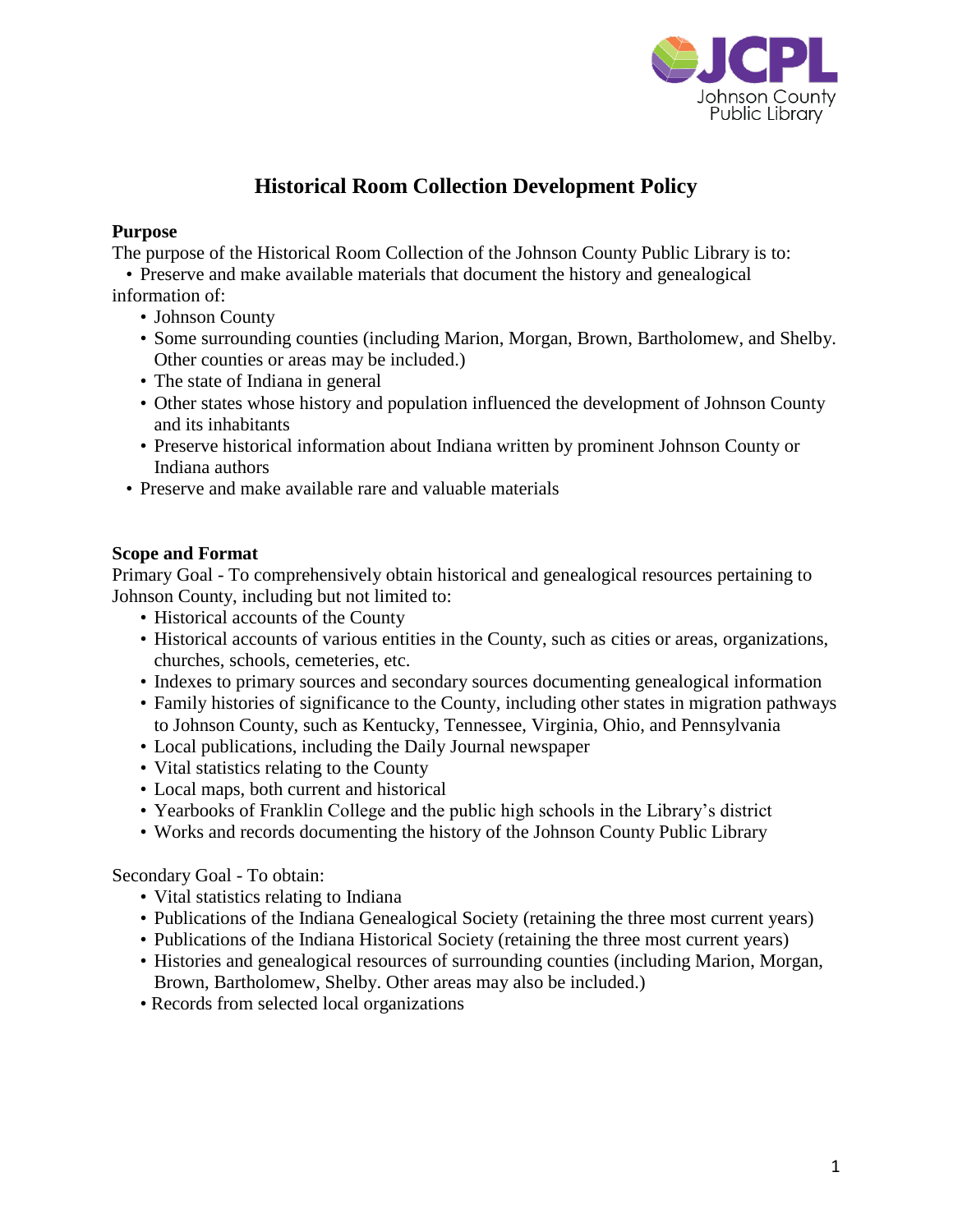# Historical Room Collection Development Policy

**Purpose**

The purpose of the Historical Room Collection of the Johnson County Public Library is to:

- Preserve and make available materials that document the history and genealogical information of:
  - Johnson County
  - Some surrounding counties (including Marion, Morgan, Brown, Bartholomew, and Shelby. Other counties or areas may be included.)
  - The state of Indiana in general
  - Other states whose history and population influenced the development of Johnson County and its inhabitants
  - Preserve historical information about Indiana written by prominent Johnson County or Indiana authors
- Preserve and make available rare and valuable materials

**Scope and Format**

Primary Goal - To comprehensively obtain historical and genealogical resources pertaining to Johnson County, including but not limited to:

- Historical accounts of the County
- Historical accounts of various entities in the County, such as cities or areas, organizations, churches, schools, cemeteries, etc.
- Indexes to primary sources and secondary sources documenting genealogical information
- Family histories of significance to the County, including other states in migration pathways to Johnson County, such as Kentucky, Tennessee, Virginia, Ohio, and Pennsylvania
- Local publications, including the Daily Journal newspaper
- Vital statistics relating to the County
- Local maps, both current and historical
- Yearbooks of Franklin College and the public high schools in the Library's district
- Works and records documenting the history of the Johnson County Public Library

Secondary Goal - To obtain:

- Vital statistics relating to Indiana
- Publications of the Indiana Genealogical Society (retaining the three most current years)
- Publications of the Indiana Historical Society (retaining the three most current years)
- Histories and genealogical resources of surrounding counties (including Marion, Morgan, Brown, Bartholomew, Shelby. Other areas may also be included.)
- Records from selected local organizations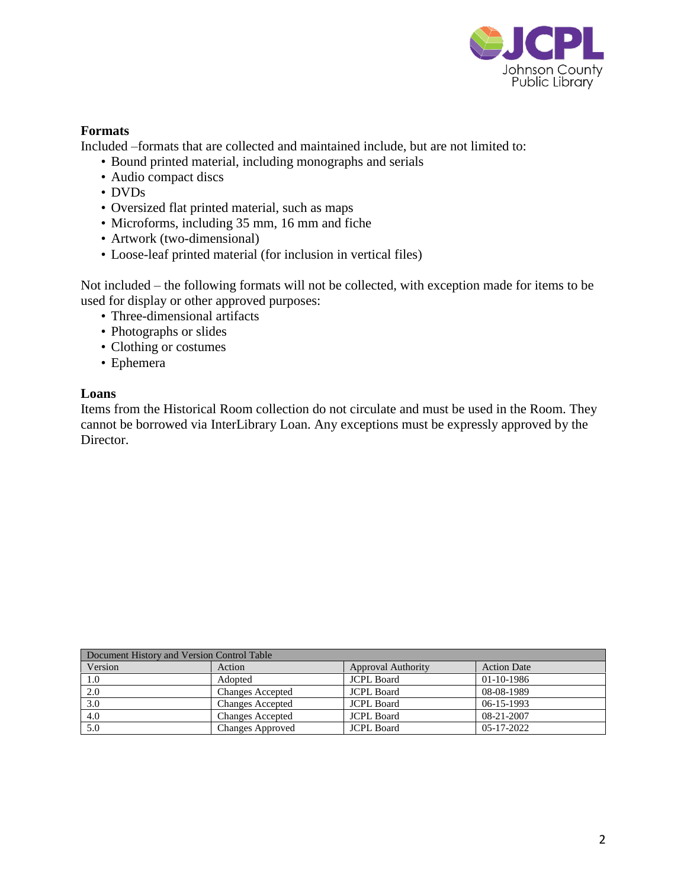**Formats**

Included –formats that are collected and maintained include, but are not limited to:

- Bound printed material, including monographs and serials
- Audio compact discs
- DVDs
- Oversized flat printed material, such as maps
- Microforms, including 35 mm, 16 mm and fiche
- Artwork (two-dimensional)
- Loose-leaf printed material (for inclusion in vertical files)

Not included – the following formats will not be collected, with exception made for items to be used for display or other approved purposes:

- Three-dimensional artifacts
- Photographs or slides
- Clothing or costumes
- Ephemera

**Loans**

Items from the Historical Room collection do not circulate and must be used in the Room. They cannot be borrowed via InterLibrary Loan. Any exceptions must be expressly approved by the Director.

| Document History and Version Control Table | | | |
|---|---|---|---|
| Version | Action | Approval Authority | Action Date |
| 1.0 | Adopted | JCPL Board | 01-10-1986 |
| 2.0 | Changes Accepted | JCPL Board | 08-08-1989 |
| 3.0 | Changes Accepted | JCPL Board | 06-15-1993 |
| 4.0 | Changes Accepted | JCPL Board | 08-21-2007 |
| 5.0 | Changes Approved | JCPL Board | 05-17-2022 |